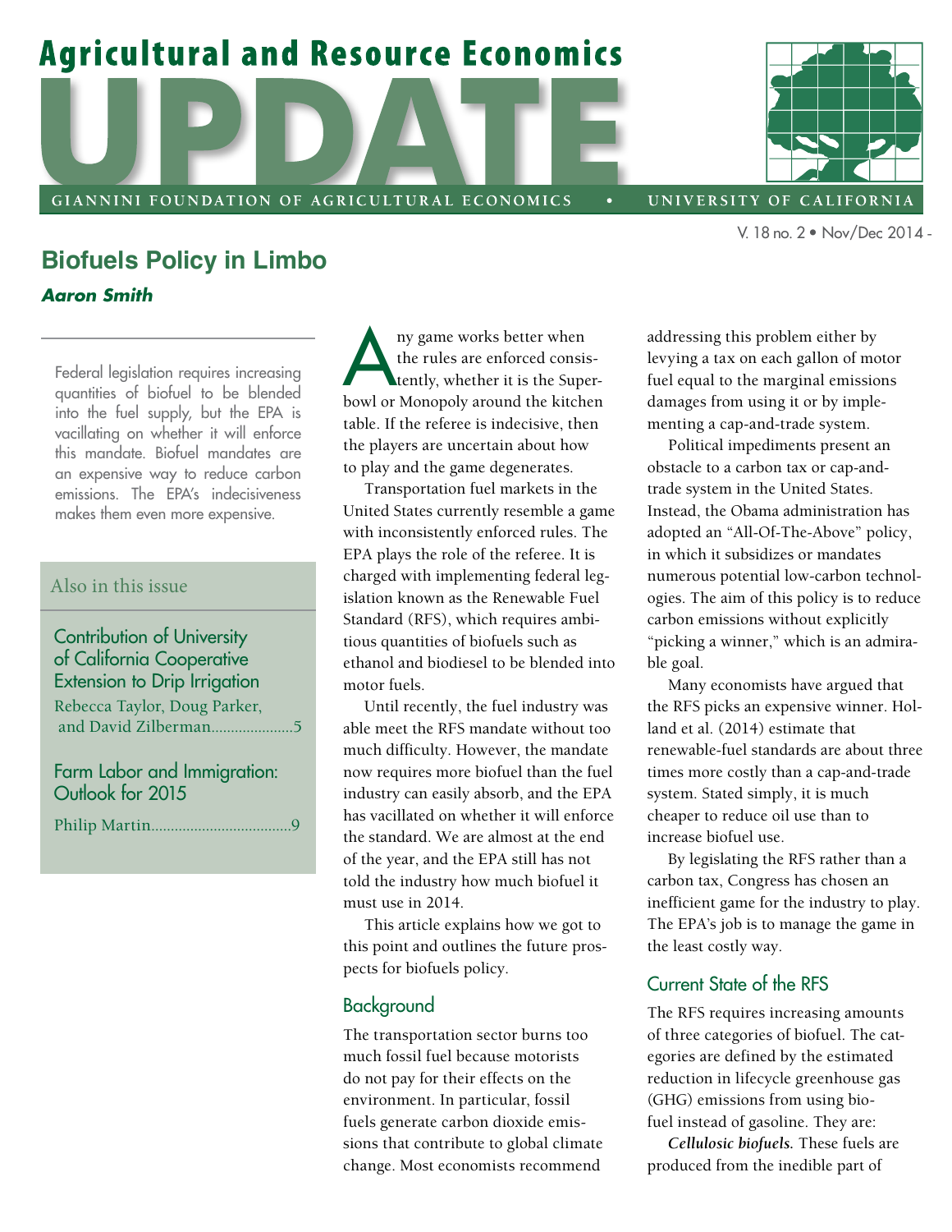# Biofuels Policy in Limbo

***Aaron Smith***

Federal legislation requires increasing quantities of biofuel to be blended into the fuel supply, but the EPA is vacillating on whether it will enforce this mandate. Biofuel mandates are an expensive way to reduce carbon emissions. The EPA's indecisiveness makes them even more expensive.

**Also in this issue**

Contribution of University of California Cooperative Extension to Drip Irrigation
Rebecca Taylor, Doug Parker, and David Zilberman.....................5

Farm Labor and Immigration: Outlook for 2015
Philip Martin....................................9

Any game works better when the rules are enforced consistently, whether it is the Superbowl or Monopoly around the kitchen table. If the referee is indecisive, then the players are uncertain about how to play and the game degenerates.

Transportation fuel markets in the United States currently resemble a game with inconsistently enforced rules. The EPA plays the role of the referee. It is charged with implementing federal legislation known as the Renewable Fuel Standard (RFS), which requires ambitious quantities of biofuels such as ethanol and biodiesel to be blended into motor fuels.

Until recently, the fuel industry was able meet the RFS mandate without too much difficulty. However, the mandate now requires more biofuel than the fuel industry can easily absorb, and the EPA has vacillated on whether it will enforce the standard. We are almost at the end of the year, and the EPA still has not told the industry how much biofuel it must use in 2014.

This article explains how we got to this point and outlines the future prospects for biofuels policy.

## Background

The transportation sector burns too much fossil fuel because motorists do not pay for their effects on the environment. In particular, fossil fuels generate carbon dioxide emissions that contribute to global climate change. Most economists recommend addressing this problem either by levying a tax on each gallon of motor fuel equal to the marginal emissions damages from using it or by implementing a cap-and-trade system.

Political impediments present an obstacle to a carbon tax or cap-and-trade system in the United States. Instead, the Obama administration has adopted an "All-Of-The-Above" policy, in which it subsidizes or mandates numerous potential low-carbon technologies. The aim of this policy is to reduce carbon emissions without explicitly "picking a winner," which is an admirable goal.

Many economists have argued that the RFS picks an expensive winner. Holland et al. (2014) estimate that renewable-fuel standards are about three times more costly than a cap-and-trade system. Stated simply, it is much cheaper to reduce oil use than to increase biofuel use.

By legislating the RFS rather than a carbon tax, Congress has chosen an inefficient game for the industry to play. The EPA's job is to manage the game in the least costly way.

## Current State of the RFS

The RFS requires increasing amounts of three categories of biofuel. The categories are defined by the estimated reduction in lifecycle greenhouse gas (GHG) emissions from using biofuel instead of gasoline. They are:

***Cellulosic biofuels.*** These fuels are produced from the inedible part of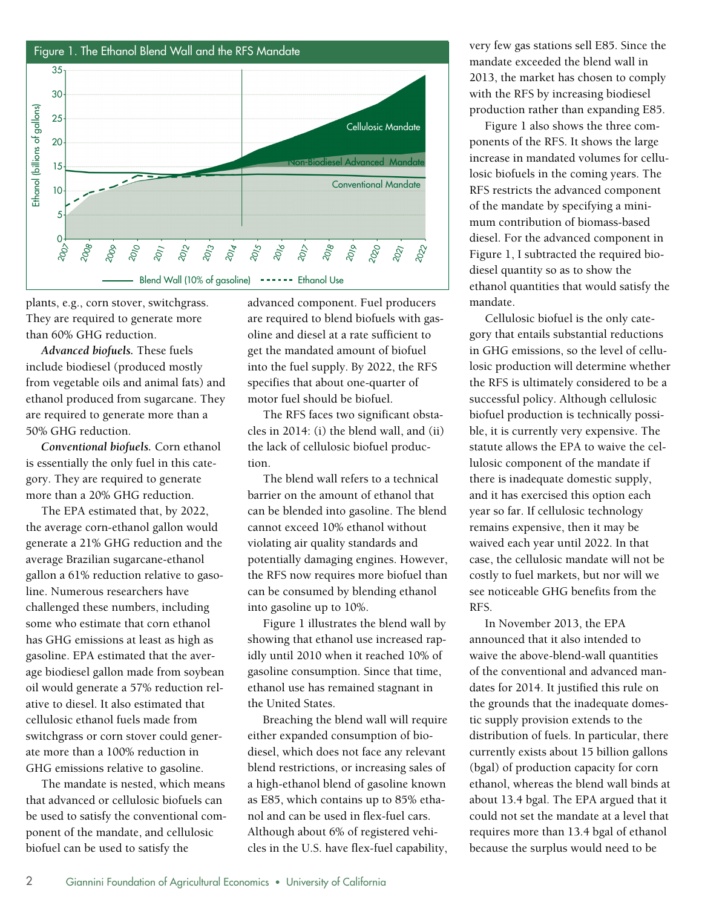Figure 1. The Ethanol Blend Wall and the RFS Mandate

plants, e.g., corn stover, switchgrass. They are required to generate more than 60% GHG reduction.

***Advanced biofuels.*** These fuels include biodiesel (produced mostly from vegetable oils and animal fats) and ethanol produced from sugarcane. They are required to generate more than a 50% GHG reduction.

***Conventional biofuels.*** Corn ethanol is essentially the only fuel in this category. They are required to generate more than a 20% GHG reduction.

The EPA estimated that, by 2022, the average corn-ethanol gallon would generate a 21% GHG reduction and the average Brazilian sugarcane-ethanol gallon a 61% reduction relative to gasoline. Numerous researchers have challenged these numbers, including some who estimate that corn ethanol has GHG emissions at least as high as gasoline. EPA estimated that the average biodiesel gallon made from soybean oil would generate a 57% reduction relative to diesel. It also estimated that cellulosic ethanol fuels made from switchgrass or corn stover could generate more than a 100% reduction in GHG emissions relative to gasoline.

The mandate is nested, which means that advanced or cellulosic biofuels can be used to satisfy the conventional component of the mandate, and cellulosic biofuel can be used to satisfy the advanced component. Fuel producers are required to blend biofuels with gasoline and diesel at a rate sufficient to get the mandated amount of biofuel into the fuel supply. By 2022, the RFS specifies that about one-quarter of motor fuel should be biofuel.

The RFS faces two significant obstacles in 2014: (i) the blend wall, and (ii) the lack of cellulosic biofuel production.

The blend wall refers to a technical barrier on the amount of ethanol that can be blended into gasoline. The blend cannot exceed 10% ethanol without violating air quality standards and potentially damaging engines. However, the RFS now requires more biofuel than can be consumed by blending ethanol into gasoline up to 10%.

Figure 1 illustrates the blend wall by showing that ethanol use increased rapidly until 2010 when it reached 10% of gasoline consumption. Since that time, ethanol use has remained stagnant in the United States.

Breaching the blend wall will require either expanded consumption of biodiesel, which does not face any relevant blend restrictions, or increasing sales of a high-ethanol blend of gasoline known as E85, which contains up to 85% ethanol and can be used in flex-fuel cars. Although about 6% of registered vehicles in the U.S. have flex-fuel capability, very few gas stations sell E85. Since the mandate exceeded the blend wall in 2013, the market has chosen to comply with the RFS by increasing biodiesel production rather than expanding E85.

Figure 1 also shows the three components of the RFS. It shows the large increase in mandated volumes for cellulosic biofuels in the coming years. The RFS restricts the advanced component of the mandate by specifying a minimum contribution of biomass-based diesel. For the advanced component in Figure 1, I subtracted the required biodiesel quantity so as to show the ethanol quantities that would satisfy the mandate.

Cellulosic biofuel is the only category that entails substantial reductions in GHG emissions, so the level of cellulosic production will determine whether the RFS is ultimately considered to be a successful policy. Although cellulosic biofuel production is technically possible, it is currently very expensive. The statute allows the EPA to waive the cellulosic component of the mandate if there is inadequate domestic supply, and it has exercised this option each year so far. If cellulosic technology remains expensive, then it may be waived each year until 2022. In that case, the cellulosic mandate will not be costly to fuel markets, but nor will we see noticeable GHG benefits from the RFS.

In November 2013, the EPA announced that it also intended to waive the above-blend-wall quantities of the conventional and advanced mandates for 2014. It justified this rule on the grounds that the inadequate domestic supply provision extends to the distribution of fuels. In particular, there currently exists about 15 billion gallons (bgal) of production capacity for corn ethanol, whereas the blend wall binds at about 13.4 bgal. The EPA argued that it could not set the mandate at a level that requires more than 13.4 bgal of ethanol because the surplus would need to be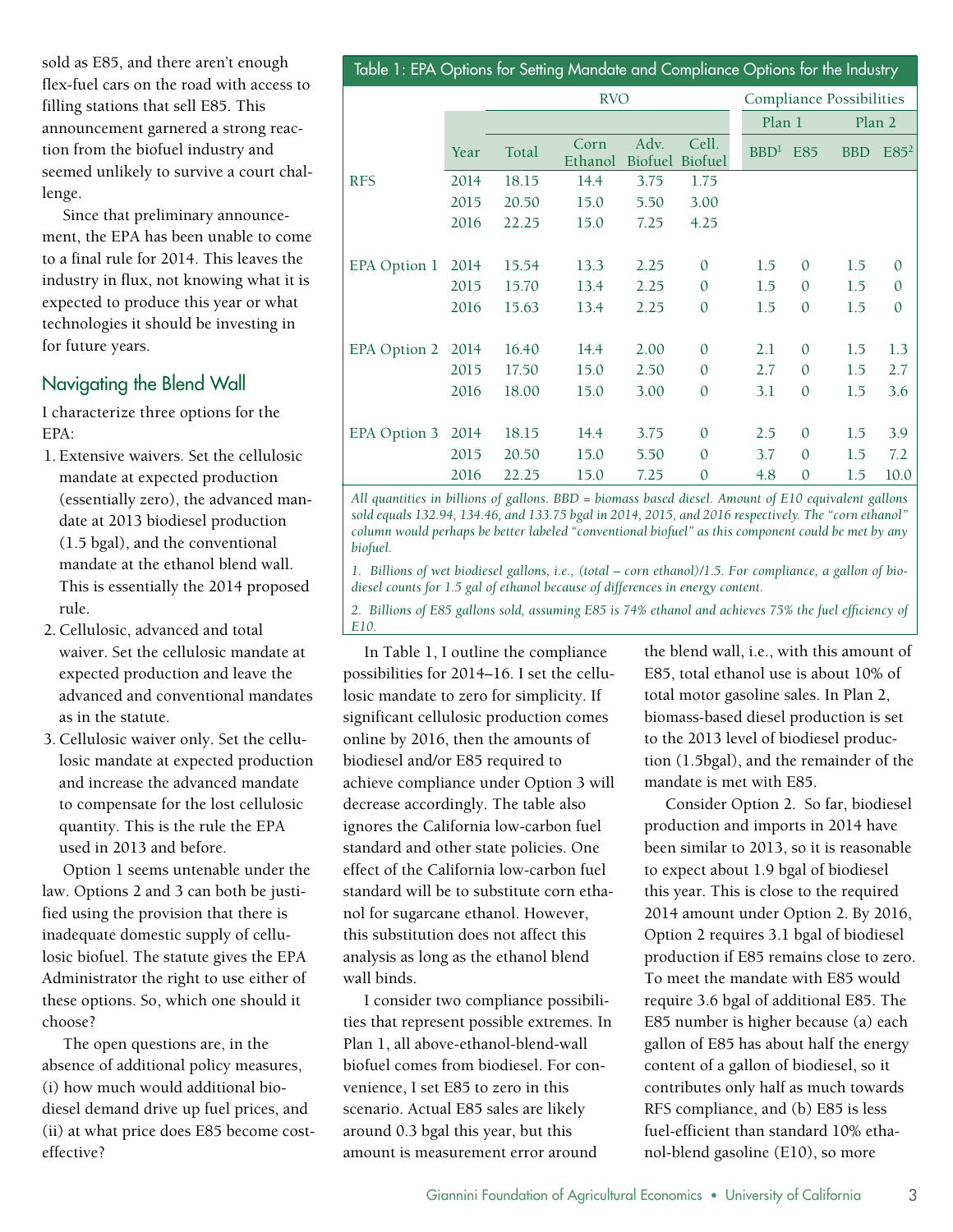sold as E85, and there aren't enough flex-fuel cars on the road with access to filling stations that sell E85. This announcement garnered a strong reaction from the biofuel industry and seemed unlikely to survive a court challenge.

Since that preliminary announcement, the EPA has been unable to come to a final rule for 2014. This leaves the industry in flux, not knowing what it is expected to produce this year or what technologies it should be investing in for future years.

## Navigating the Blend Wall

I characterize three options for the EPA:

1. Extensive waivers. Set the cellulosic mandate at expected production (essentially zero), the advanced mandate at 2013 biodiesel production (1.5 bgal), and the conventional mandate at the ethanol blend wall. This is essentially the 2014 proposed rule.
2. Cellulosic, advanced and total waiver. Set the cellulosic mandate at expected production and leave the advanced and conventional mandates as in the statute.
3. Cellulosic waiver only. Set the cellulosic mandate at expected production and increase the advanced mandate to compensate for the lost cellulosic quantity. This is the rule the EPA used in 2013 and before.

Option 1 seems untenable under the law. Options 2 and 3 can both be justified using the provision that there is inadequate domestic supply of cellulosic biofuel. The statute gives the EPA Administrator the right to use either of these options. So, which one should it choose?

The open questions are, in the absence of additional policy measures, (i) how much would additional biodiesel demand drive up fuel prices, and (ii) at what price does E85 become cost-effective?

**Table 1: EPA Options for Setting Mandate and Compliance Options for the Industry**

| | | RVO | | | | Compliance Possibilities | | | |
|---|---|---|---|---|---|---|---|---|---|
| | | | | | | Plan 1 | | Plan 2 | |
| | Year | Total | Corn Ethanol | Adv. Biofuel | Cell. Biofuel | BBD[1] | E85 | BBD | E85[2] |
| RFS | 2014 | 18.15 | 14.4 | 3.75 | 1.75 | | | | |
| | 2015 | 20.50 | 15.0 | 5.50 | 3.00 | | | | |
| | 2016 | 22.25 | 15.0 | 7.25 | 4.25 | | | | |
| EPA Option 1 | 2014 | 15.54 | 13.3 | 2.25 | 0 | 1.5 | 0 | 1.5 | 0 |
| | 2015 | 15.70 | 13.4 | 2.25 | 0 | 1.5 | 0 | 1.5 | 0 |
| | 2016 | 15.63 | 13.4 | 2.25 | 0 | 1.5 | 0 | 1.5 | 0 |
| EPA Option 2 | 2014 | 16.40 | 14.4 | 2.00 | 0 | 2.1 | 0 | 1.5 | 1.3 |
| | 2015 | 17.50 | 15.0 | 2.50 | 0 | 2.7 | 0 | 1.5 | 2.7 |
| | 2016 | 18.00 | 15.0 | 3.00 | 0 | 3.1 | 0 | 1.5 | 3.6 |
| EPA Option 3 | 2014 | 18.15 | 14.4 | 3.75 | 0 | 2.5 | 0 | 1.5 | 3.9 |
| | 2015 | 20.50 | 15.0 | 5.50 | 0 | 3.7 | 0 | 1.5 | 7.2 |
| | 2016 | 22.25 | 15.0 | 7.25 | 0 | 4.8 | 0 | 1.5 | 10.0 |

*All quantities in billions of gallons. BBD = biomass based diesel. Amount of E10 equivalent gallons sold equals 132.94, 134.46, and 133.75 bgal in 2014, 2015, and 2016 respectively. The "corn ethanol" column would perhaps be better labeled "conventional biofuel" as this component could be met by any biofuel.*

*1. Billions of wet biodiesel gallons, i.e., (total – corn ethanol)/1.5. For compliance, a gallon of biodiesel counts for 1.5 gal of ethanol because of differences in energy content.*

*2. Billions of E85 gallons sold, assuming E85 is 74% ethanol and achieves 75% the fuel efficiency of E10.*

In Table 1, I outline the compliance possibilities for 2014–16. I set the cellulosic mandate to zero for simplicity. If significant cellulosic production comes online by 2016, then the amounts of biodiesel and/or E85 required to achieve compliance under Option 3 will decrease accordingly. The table also ignores the California low-carbon fuel standard and other state policies. One effect of the California low-carbon fuel standard will be to substitute corn ethanol for sugarcane ethanol. However, this substitution does not affect this analysis as long as the ethanol blend wall binds.

I consider two compliance possibilities that represent possible extremes. In Plan 1, all above-ethanol-blend-wall biofuel comes from biodiesel. For convenience, I set E85 to zero in this scenario. Actual E85 sales are likely around 0.3 bgal this year, but this amount is measurement error around the blend wall, i.e., with this amount of E85, total ethanol use is about 10% of total motor gasoline sales. In Plan 2, biomass-based diesel production is set to the 2013 level of biodiesel production (1.5bgal), and the remainder of the mandate is met with E85.

Consider Option 2. So far, biodiesel production and imports in 2014 have been similar to 2013, so it is reasonable to expect about 1.9 bgal of biodiesel this year. This is close to the required 2014 amount under Option 2. By 2016, Option 2 requires 3.1 bgal of biodiesel production if E85 remains close to zero. To meet the mandate with E85 would require 3.6 bgal of additional E85. The E85 number is higher because (a) each gallon of E85 has about half the energy content of a gallon of biodiesel, so it contributes only half as much towards RFS compliance, and (b) E85 is less fuel-efficient than standard 10% ethanol-blend gasoline (E10), so more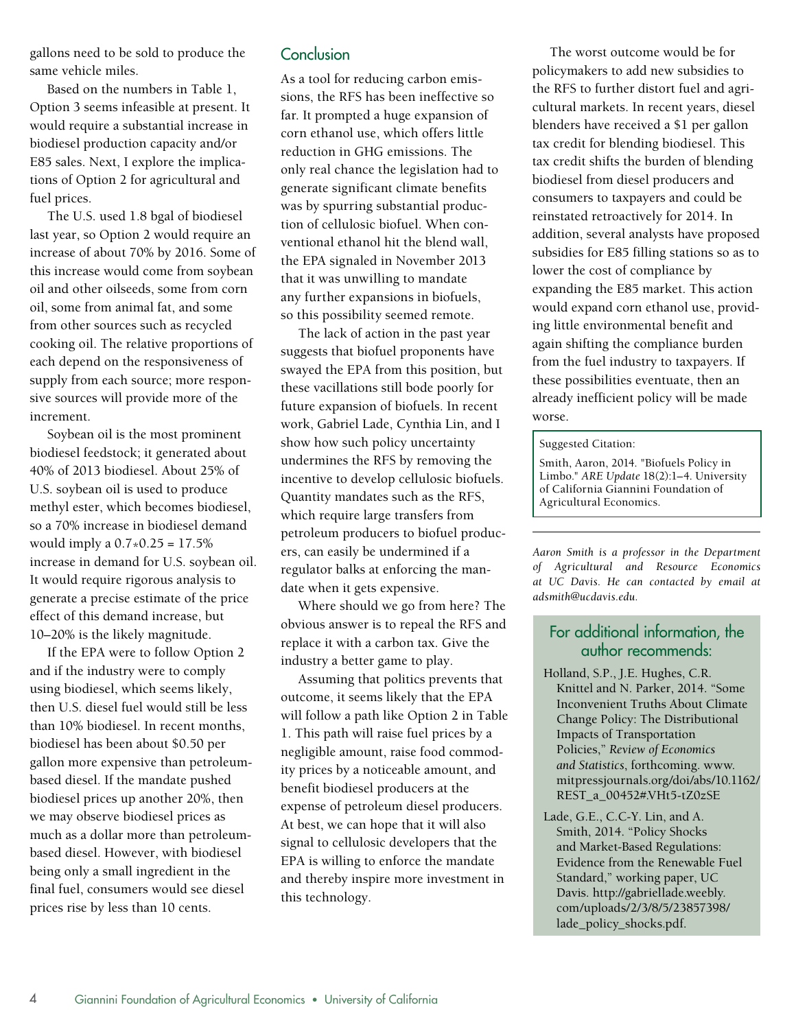gallons need to be sold to produce the same vehicle miles.

Based on the numbers in Table 1, Option 3 seems infeasible at present. It would require a substantial increase in biodiesel production capacity and/or E85 sales. Next, I explore the implications of Option 2 for agricultural and fuel prices.

The U.S. used 1.8 bgal of biodiesel last year, so Option 2 would require an increase of about 70% by 2016. Some of this increase would come from soybean oil and other oilseeds, some from corn oil, some from animal fat, and some from other sources such as recycled cooking oil. The relative proportions of each depend on the responsiveness of supply from each source; more responsive sources will provide more of the increment.

Soybean oil is the most prominent biodiesel feedstock; it generated about 40% of 2013 biodiesel. About 25% of U.S. soybean oil is used to produce methyl ester, which becomes biodiesel, so a 70% increase in biodiesel demand would imply a $0.7*0.25 = 17.5\%$ increase in demand for U.S. soybean oil. It would require rigorous analysis to generate a precise estimate of the price effect of this demand increase, but 10–20% is the likely magnitude.

If the EPA were to follow Option 2 and if the industry were to comply using biodiesel, which seems likely, then U.S. diesel fuel would still be less than 10% biodiesel. In recent months, biodiesel has been about $0.50 per gallon more expensive than petroleum-based diesel. If the mandate pushed biodiesel prices up another 20%, then we may observe biodiesel prices as much as a dollar more than petroleum-based diesel. However, with biodiesel being only a small ingredient in the final fuel, consumers would see diesel prices rise by less than 10 cents.

## Conclusion

As a tool for reducing carbon emissions, the RFS has been ineffective so far. It prompted a huge expansion of corn ethanol use, which offers little reduction in GHG emissions. The only real chance the legislation had to generate significant climate benefits was by spurring substantial production of cellulosic biofuel. When conventional ethanol hit the blend wall, the EPA signaled in November 2013 that it was unwilling to mandate any further expansions in biofuels, so this possibility seemed remote.

The lack of action in the past year suggests that biofuel proponents have swayed the EPA from this position, but these vacillations still bode poorly for future expansion of biofuels. In recent work, Gabriel Lade, Cynthia Lin, and I show how such policy uncertainty undermines the RFS by removing the incentive to develop cellulosic biofuels. Quantity mandates such as the RFS, which require large transfers from petroleum producers to biofuel producers, can easily be undermined if a regulator balks at enforcing the mandate when it gets expensive.

Where should we go from here? The obvious answer is to repeal the RFS and replace it with a carbon tax. Give the industry a better game to play.

Assuming that politics prevents that outcome, it seems likely that the EPA will follow a path like Option 2 in Table 1. This path will raise fuel prices by a negligible amount, raise food commodity prices by a noticeable amount, and benefit biodiesel producers at the expense of petroleum diesel producers. At best, we can hope that it will also signal to cellulosic developers that the EPA is willing to enforce the mandate and thereby inspire more investment in this technology.

The worst outcome would be for policymakers to add new subsidies to the RFS to further distort fuel and agricultural markets. In recent years, diesel blenders have received a $1 per gallon tax credit for blending biodiesel. This tax credit shifts the burden of blending biodiesel from diesel producers and consumers to taxpayers and could be reinstated retroactively for 2014. In addition, several analysts have proposed subsidies for E85 filling stations so as to lower the cost of compliance by expanding the E85 market. This action would expand corn ethanol use, providing little environmental benefit and again shifting the compliance burden from the fuel industry to taxpayers. If these possibilities eventuate, then an already inefficient policy will be made worse.

Suggested Citation:

Smith, Aaron, 2014. "Biofuels Policy in Limbo." *ARE Update* 18(2):1–4. University of California Giannini Foundation of Agricultural Economics.

*Aaron Smith is a professor in the Department of Agricultural and Resource Economics at UC Davis. He can contacted by email at adsmith@ucdavis.edu.*

## For additional information, the author recommends:

Holland, S.P., J.E. Hughes, C.R. Knittel and N. Parker, 2014. "Some Inconvenient Truths About Climate Change Policy: The Distributional Impacts of Transportation Policies," *Review of Economics and Statistics*, forthcoming. www.mitpressjournals.org/doi/abs/10.1162/REST_a_00452#.VHt5-tZ0zSE

Lade, G.E., C.C-Y. Lin, and A. Smith, 2014. "Policy Shocks and Market-Based Regulations: Evidence from the Renewable Fuel Standard," working paper, UC Davis. http://gabriellade.weebly.com/uploads/2/3/8/5/23857398/lade_policy_shocks.pdf.